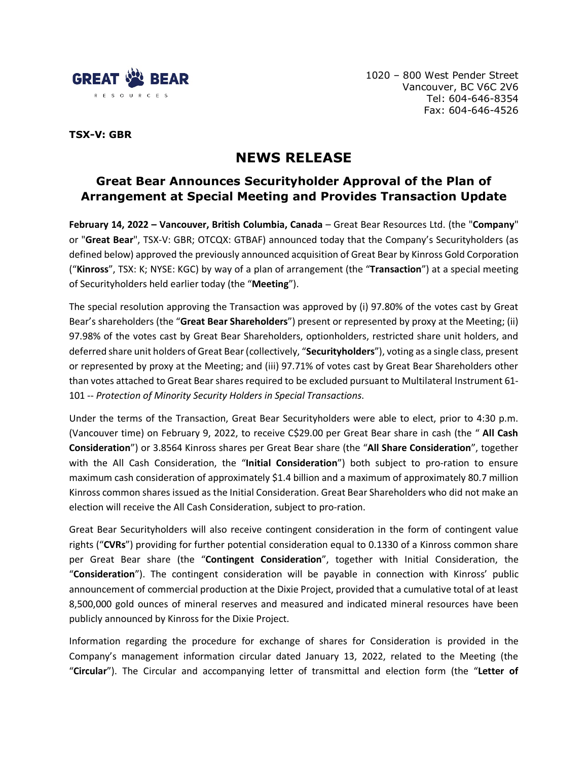GREAT BEAR RESOURCES

1020 – 800 West Pender Street
Vancouver, BC V6C 2V6
Tel: 604-646-8354
Fax: 604-646-4526

**TSX-V: GBR**

# NEWS RELEASE

## Great Bear Announces Securityholder Approval of the Plan of Arrangement at Special Meeting and Provides Transaction Update

**February 14, 2022 – Vancouver, British Columbia, Canada** – Great Bear Resources Ltd. (the "**Company**" or "**Great Bear**", TSX-V: GBR; OTCQX: GTBAF) announced today that the Company's Securityholders (as defined below) approved the previously announced acquisition of Great Bear by Kinross Gold Corporation ("**Kinross**", TSX: K; NYSE: KGC) by way of a plan of arrangement (the "**Transaction**") at a special meeting of Securityholders held earlier today (the "**Meeting**").

The special resolution approving the Transaction was approved by (i) 97.80% of the votes cast by Great Bear's shareholders (the "**Great Bear Shareholders**") present or represented by proxy at the Meeting; (ii) 97.98% of the votes cast by Great Bear Shareholders, optionholders, restricted share unit holders, and deferred share unit holders of Great Bear (collectively, "**Securityholders**"), voting as a single class, present or represented by proxy at the Meeting; and (iii) 97.71% of votes cast by Great Bear Shareholders other than votes attached to Great Bear shares required to be excluded pursuant to Multilateral Instrument 61-101 -- *Protection of Minority Security Holders in Special Transactions*.

Under the terms of the Transaction, Great Bear Securityholders were able to elect, prior to 4:30 p.m. (Vancouver time) on February 9, 2022, to receive C$29.00 per Great Bear share in cash (the " **All Cash Consideration**") or 3.8564 Kinross shares per Great Bear share (the "**All Share Consideration**", together with the All Cash Consideration, the "**Initial Consideration**") both subject to pro-ration to ensure maximum cash consideration of approximately $1.4 billion and a maximum of approximately 80.7 million Kinross common shares issued as the Initial Consideration. Great Bear Shareholders who did not make an election will receive the All Cash Consideration, subject to pro-ration.

Great Bear Securityholders will also receive contingent consideration in the form of contingent value rights ("**CVRs**") providing for further potential consideration equal to 0.1330 of a Kinross common share per Great Bear share (the "**Contingent Consideration**", together with Initial Consideration, the "**Consideration**"). The contingent consideration will be payable in connection with Kinross' public announcement of commercial production at the Dixie Project, provided that a cumulative total of at least 8,500,000 gold ounces of mineral reserves and measured and indicated mineral resources have been publicly announced by Kinross for the Dixie Project.

Information regarding the procedure for exchange of shares for Consideration is provided in the Company's management information circular dated January 13, 2022, related to the Meeting (the "**Circular**"). The Circular and accompanying letter of transmittal and election form (the "**Letter of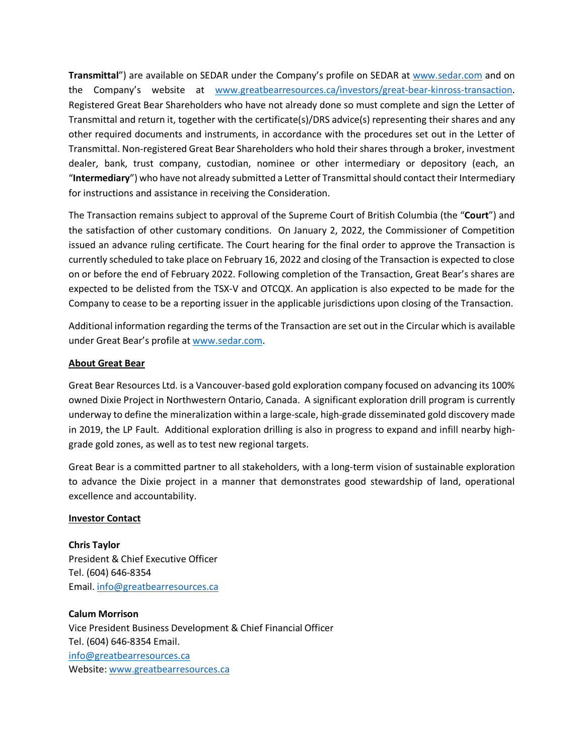**Transmittal**") are available on SEDAR under the Company's profile on SEDAR at www.sedar.com and on the Company's website at www.greatbearresources.ca/investors/great-bear-kinross-transaction. Registered Great Bear Shareholders who have not already done so must complete and sign the Letter of Transmittal and return it, together with the certificate(s)/DRS advice(s) representing their shares and any other required documents and instruments, in accordance with the procedures set out in the Letter of Transmittal. Non-registered Great Bear Shareholders who hold their shares through a broker, investment dealer, bank, trust company, custodian, nominee or other intermediary or depository (each, an "**Intermediary**") who have not already submitted a Letter of Transmittal should contact their Intermediary for instructions and assistance in receiving the Consideration.

The Transaction remains subject to approval of the Supreme Court of British Columbia (the "**Court**") and the satisfaction of other customary conditions. On January 2, 2022, the Commissioner of Competition issued an advance ruling certificate. The Court hearing for the final order to approve the Transaction is currently scheduled to take place on February 16, 2022 and closing of the Transaction is expected to close on or before the end of February 2022. Following completion of the Transaction, Great Bear's shares are expected to be delisted from the TSX-V and OTCQX. An application is also expected to be made for the Company to cease to be a reporting issuer in the applicable jurisdictions upon closing of the Transaction.

Additional information regarding the terms of the Transaction are set out in the Circular which is available under Great Bear's profile at www.sedar.com.

**About Great Bear**

Great Bear Resources Ltd. is a Vancouver-based gold exploration company focused on advancing its 100% owned Dixie Project in Northwestern Ontario, Canada. A significant exploration drill program is currently underway to define the mineralization within a large-scale, high-grade disseminated gold discovery made in 2019, the LP Fault. Additional exploration drilling is also in progress to expand and infill nearby high-grade gold zones, as well as to test new regional targets.

Great Bear is a committed partner to all stakeholders, with a long-term vision of sustainable exploration to advance the Dixie project in a manner that demonstrates good stewardship of land, operational excellence and accountability.

**Investor Contact**

**Chris Taylor**
President & Chief Executive Officer
Tel. (604) 646-8354
Email. info@greatbearresources.ca

**Calum Morrison**
Vice President Business Development & Chief Financial Officer
Tel. (604) 646-8354 Email.
info@greatbearresources.ca
Website: www.greatbearresources.ca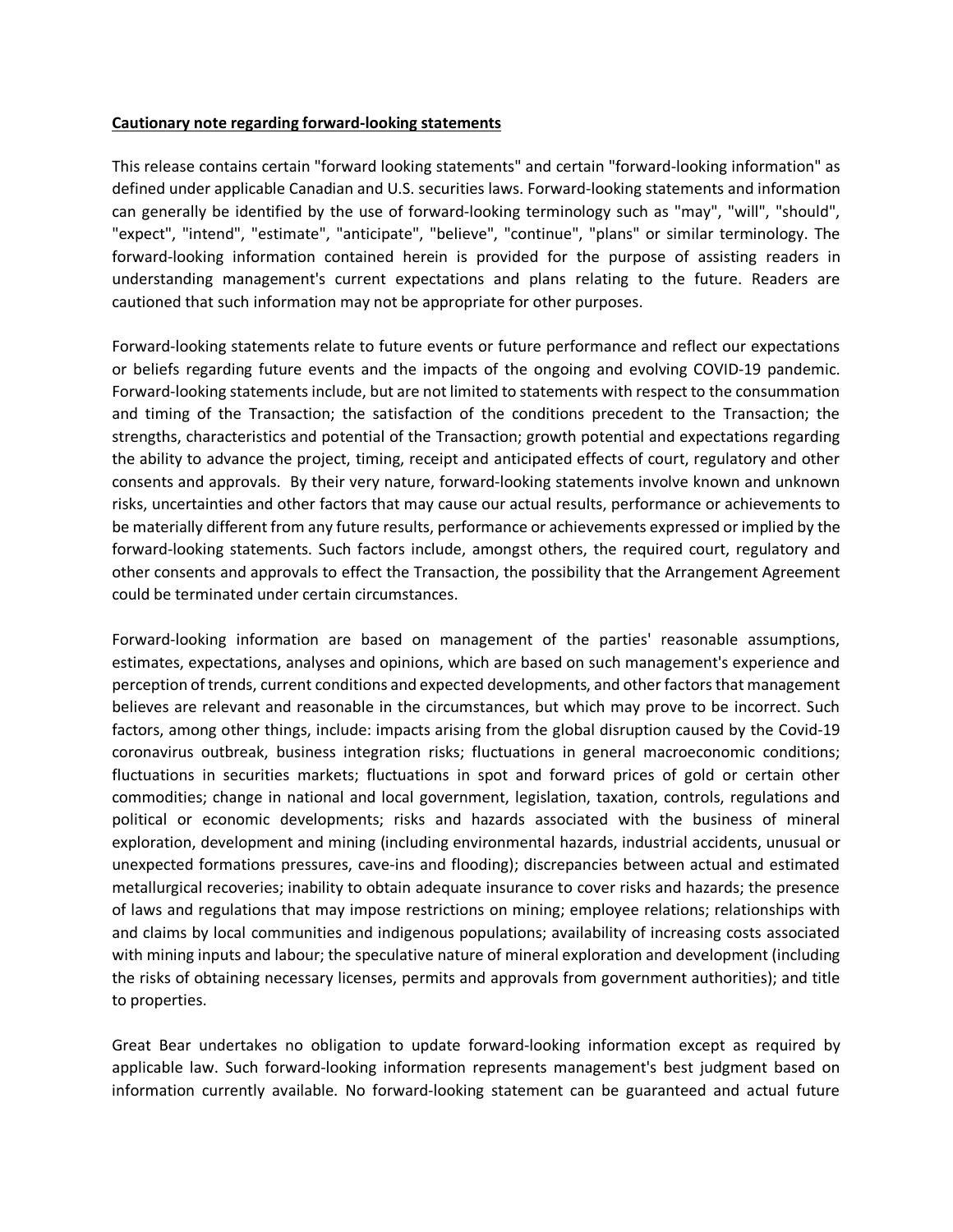**Cautionary note regarding forward-looking statements**

This release contains certain "forward looking statements" and certain "forward-looking information" as defined under applicable Canadian and U.S. securities laws. Forward-looking statements and information can generally be identified by the use of forward-looking terminology such as "may", "will", "should", "expect", "intend", "estimate", "anticipate", "believe", "continue", "plans" or similar terminology. The forward-looking information contained herein is provided for the purpose of assisting readers in understanding management's current expectations and plans relating to the future. Readers are cautioned that such information may not be appropriate for other purposes.

Forward-looking statements relate to future events or future performance and reflect our expectations or beliefs regarding future events and the impacts of the ongoing and evolving COVID-19 pandemic. Forward-looking statements include, but are not limited to statements with respect to the consummation and timing of the Transaction; the satisfaction of the conditions precedent to the Transaction; the strengths, characteristics and potential of the Transaction; growth potential and expectations regarding the ability to advance the project, timing, receipt and anticipated effects of court, regulatory and other consents and approvals. By their very nature, forward-looking statements involve known and unknown risks, uncertainties and other factors that may cause our actual results, performance or achievements to be materially different from any future results, performance or achievements expressed or implied by the forward-looking statements. Such factors include, amongst others, the required court, regulatory and other consents and approvals to effect the Transaction, the possibility that the Arrangement Agreement could be terminated under certain circumstances.

Forward-looking information are based on management of the parties' reasonable assumptions, estimates, expectations, analyses and opinions, which are based on such management's experience and perception of trends, current conditions and expected developments, and other factors that management believes are relevant and reasonable in the circumstances, but which may prove to be incorrect. Such factors, among other things, include: impacts arising from the global disruption caused by the Covid-19 coronavirus outbreak, business integration risks; fluctuations in general macroeconomic conditions; fluctuations in securities markets; fluctuations in spot and forward prices of gold or certain other commodities; change in national and local government, legislation, taxation, controls, regulations and political or economic developments; risks and hazards associated with the business of mineral exploration, development and mining (including environmental hazards, industrial accidents, unusual or unexpected formations pressures, cave-ins and flooding); discrepancies between actual and estimated metallurgical recoveries; inability to obtain adequate insurance to cover risks and hazards; the presence of laws and regulations that may impose restrictions on mining; employee relations; relationships with and claims by local communities and indigenous populations; availability of increasing costs associated with mining inputs and labour; the speculative nature of mineral exploration and development (including the risks of obtaining necessary licenses, permits and approvals from government authorities); and title to properties.

Great Bear undertakes no obligation to update forward-looking information except as required by applicable law. Such forward-looking information represents management's best judgment based on information currently available. No forward-looking statement can be guaranteed and actual future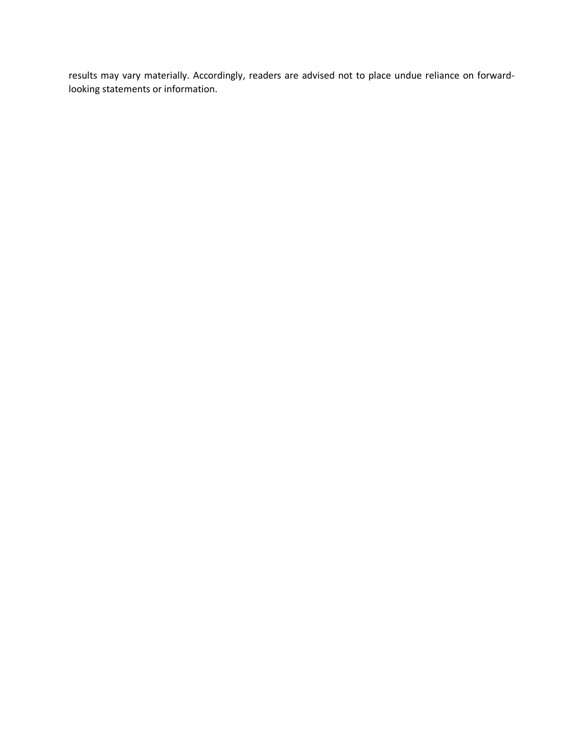results may vary materially. Accordingly, readers are advised not to place undue reliance on forward-looking statements or information.